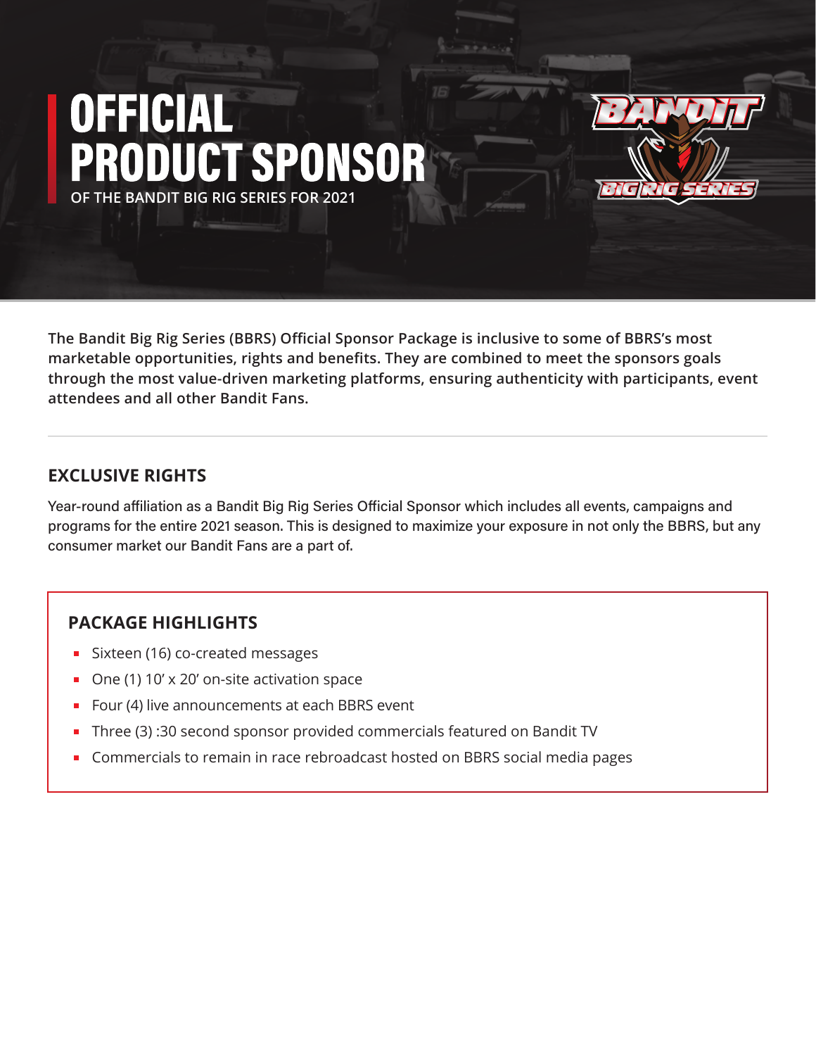# OFFICIAL PRODUCT SPONSOR

OF THE BANDIT BIG RIG SERIES FOR 2021

BANDIT BIG RIG SERIES

**The Bandit Big Rig Series (BBRS) Official Sponsor Package is inclusive to some of BBRS's most marketable opportunities, rights and benefits. They are combined to meet the sponsors goals through the most value-driven marketing platforms, ensuring authenticity with participants, event attendees and all other Bandit Fans.**

---

## EXCLUSIVE RIGHTS

Year-round affiliation as a Bandit Big Rig Series Official Sponsor which includes all events, campaigns and programs for the entire 2021 season. This is designed to maximize your exposure in not only the BBRS, but any consumer market our Bandit Fans are a part of.

### PACKAGE HIGHLIGHTS

- Sixteen (16) co-created messages
- One (1) 10' x 20' on-site activation space
- Four (4) live announcements at each BBRS event
- Three (3) :30 second sponsor provided commercials featured on Bandit TV
- Commercials to remain in race rebroadcast hosted on BBRS social media pages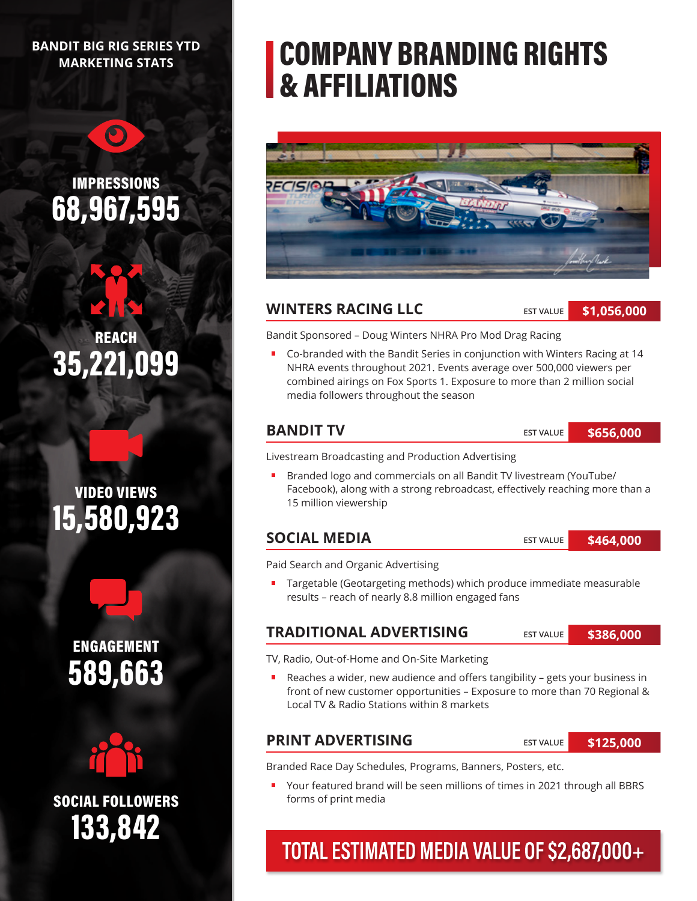**BANDIT BIG RIG SERIES YTD MARKETING STATS**

**IMPRESSIONS**
**68,967,595**

**REACH**
**35,221,099**

**VIDEO VIEWS**
**15,580,923**

**ENGAGEMENT**
**589,663**

**SOCIAL FOLLOWERS**
**133,842**

# COMPANY BRANDING RIGHTS & AFFILIATIONS

## WINTERS RACING LLC

EST VALUE **$1,056,000**

Bandit Sponsored – Doug Winters NHRA Pro Mod Drag Racing

- Co-branded with the Bandit Series in conjunction with Winters Racing at 14 NHRA events throughout 2021. Events average over 500,000 viewers per combined airings on Fox Sports 1. Exposure to more than 2 million social media followers throughout the season

## BANDIT TV

EST VALUE **$656,000**

Livestream Broadcasting and Production Advertising

- Branded logo and commercials on all Bandit TV livestream (YouTube/ Facebook), along with a strong rebroadcast, effectively reaching more than a 15 million viewership

## SOCIAL MEDIA

EST VALUE **$464,000**

Paid Search and Organic Advertising

- Targetable (Geotargeting methods) which produce immediate measurable results – reach of nearly 8.8 million engaged fans

## TRADITIONAL ADVERTISING

EST VALUE **$386,000**

TV, Radio, Out-of-Home and On-Site Marketing

- Reaches a wider, new audience and offers tangibility – gets your business in front of new customer opportunities – Exposure to more than 70 Regional & Local TV & Radio Stations within 8 markets

## PRINT ADVERTISING

EST VALUE **$125,000**

Branded Race Day Schedules, Programs, Banners, Posters, etc.

- Your featured brand will be seen millions of times in 2021 through all BBRS forms of print media

**TOTAL ESTIMATED MEDIA VALUE OF $2,687,000+**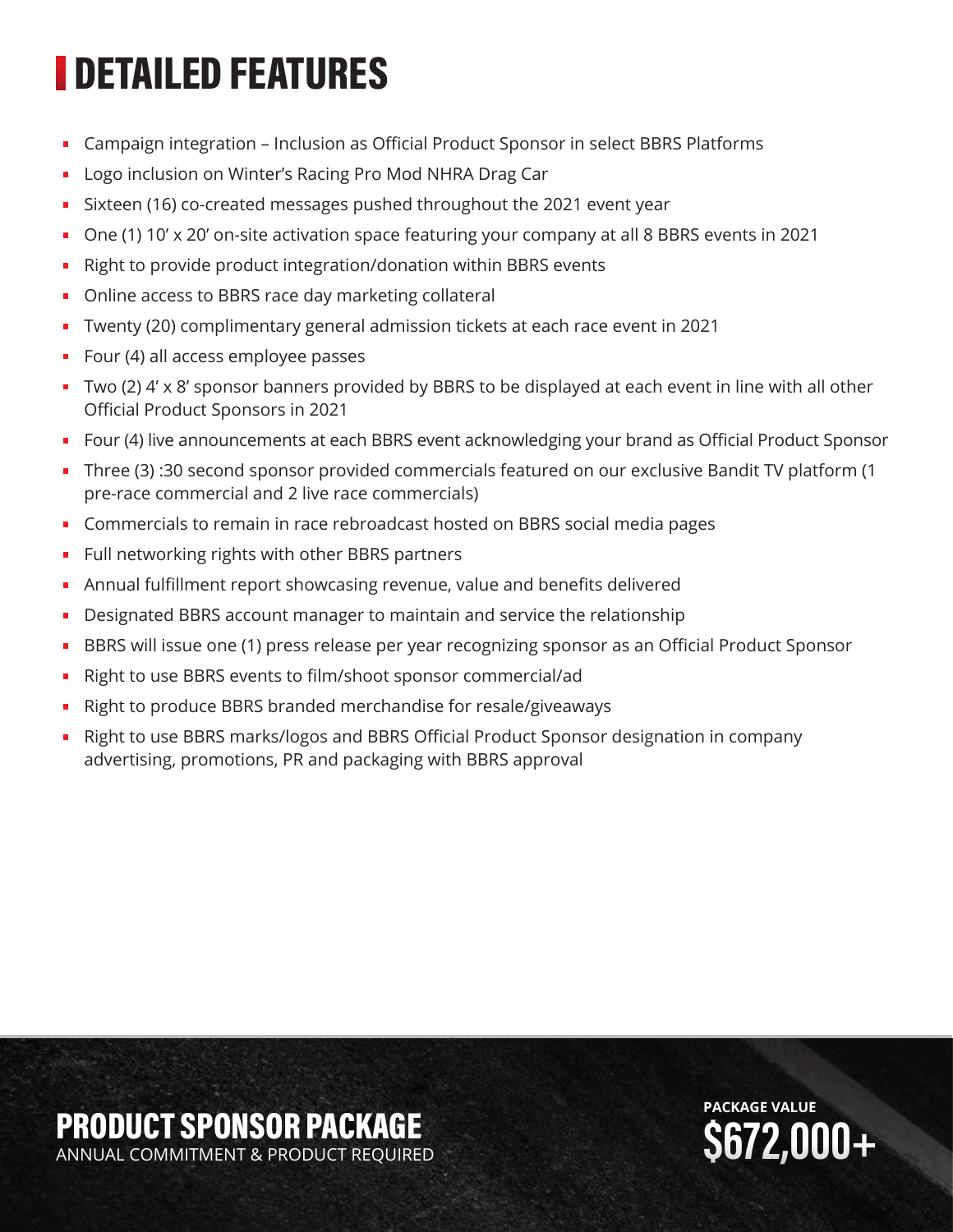# DETAILED FEATURES

- Campaign integration – Inclusion as Official Product Sponsor in select BBRS Platforms
- Logo inclusion on Winter's Racing Pro Mod NHRA Drag Car
- Sixteen (16) co-created messages pushed throughout the 2021 event year
- One (1) 10' x 20' on-site activation space featuring your company at all 8 BBRS events in 2021
- Right to provide product integration/donation within BBRS events
- Online access to BBRS race day marketing collateral
- Twenty (20) complimentary general admission tickets at each race event in 2021
- Four (4) all access employee passes
- Two (2) 4' x 8' sponsor banners provided by BBRS to be displayed at each event in line with all other Official Product Sponsors in 2021
- Four (4) live announcements at each BBRS event acknowledging your brand as Official Product Sponsor
- Three (3) :30 second sponsor provided commercials featured on our exclusive Bandit TV platform (1 pre-race commercial and 2 live race commercials)
- Commercials to remain in race rebroadcast hosted on BBRS social media pages
- Full networking rights with other BBRS partners
- Annual fulfillment report showcasing revenue, value and benefits delivered
- Designated BBRS account manager to maintain and service the relationship
- BBRS will issue one (1) press release per year recognizing sponsor as an Official Product Sponsor
- Right to use BBRS events to film/shoot sponsor commercial/ad
- Right to produce BBRS branded merchandise for resale/giveaways
- Right to use BBRS marks/logos and BBRS Official Product Sponsor designation in company advertising, promotions, PR and packaging with BBRS approval

## PRODUCT SPONSOR PACKAGE

ANNUAL COMMITMENT & PRODUCT REQUIRED

**PACKAGE VALUE**

**$672,000+**